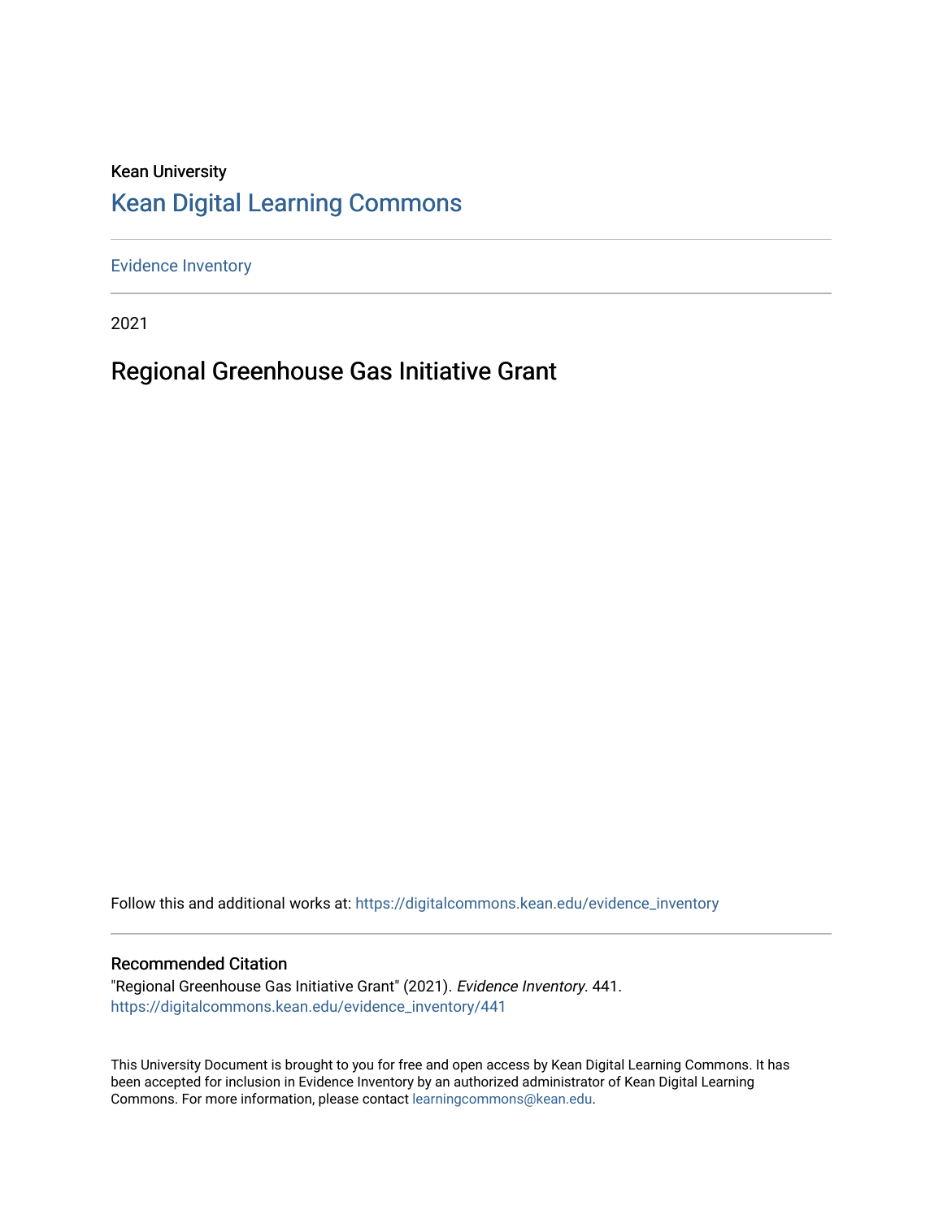Kean University

# Kean Digital Learning Commons

Evidence Inventory

2021

## Regional Greenhouse Gas Initiative Grant

Follow this and additional works at: https://digitalcommons.kean.edu/evidence_inventory

### Recommended Citation

"Regional Greenhouse Gas Initiative Grant" (2021). *Evidence Inventory*. 441.
https://digitalcommons.kean.edu/evidence_inventory/441

This University Document is brought to you for free and open access by Kean Digital Learning Commons. It has been accepted for inclusion in Evidence Inventory by an authorized administrator of Kean Digital Learning Commons. For more information, please contact learningcommons@kean.edu.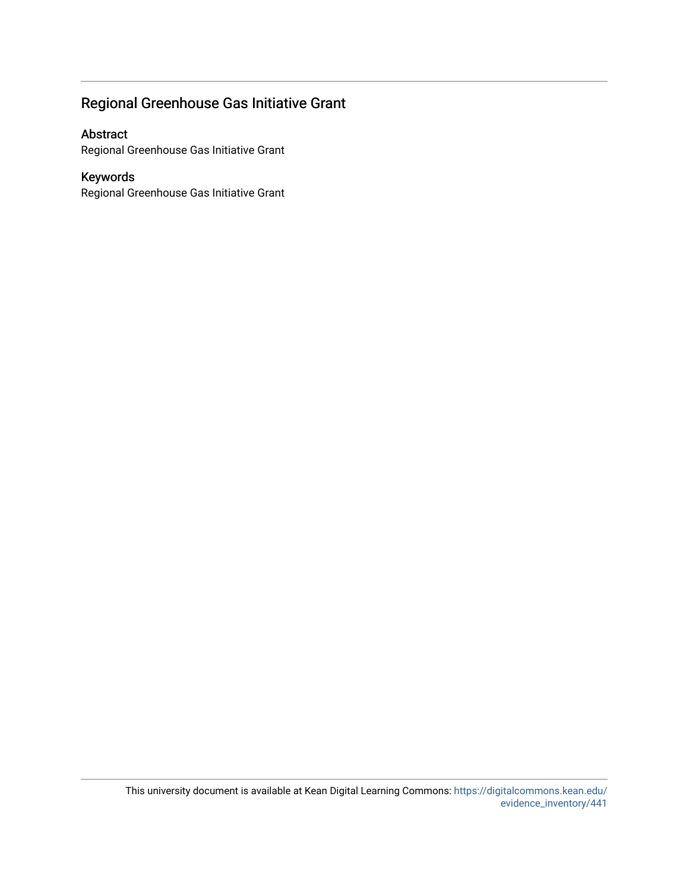## Regional Greenhouse Gas Initiative Grant

### Abstract

Regional Greenhouse Gas Initiative Grant

### Keywords

Regional Greenhouse Gas Initiative Grant

This university document is available at Kean Digital Learning Commons: https://digitalcommons.kean.edu/evidence_inventory/441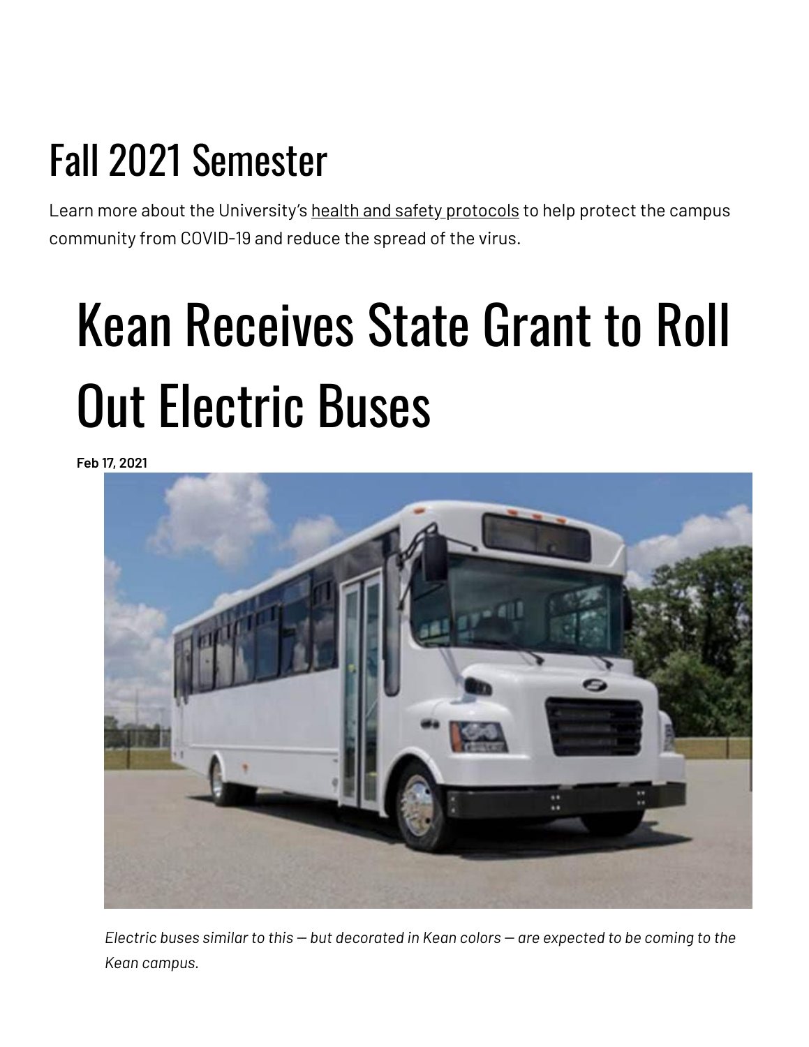# Fall 2021 Semester

Learn more about the University's health and safety protocols to help protect the campus community from COVID-19 and reduce the spread of the virus.

# Kean Receives State Grant to Roll Out Electric Buses

**Feb 17, 2021**

*Electric buses similar to this — but decorated in Kean colors — are expected to be coming to the Kean campus.*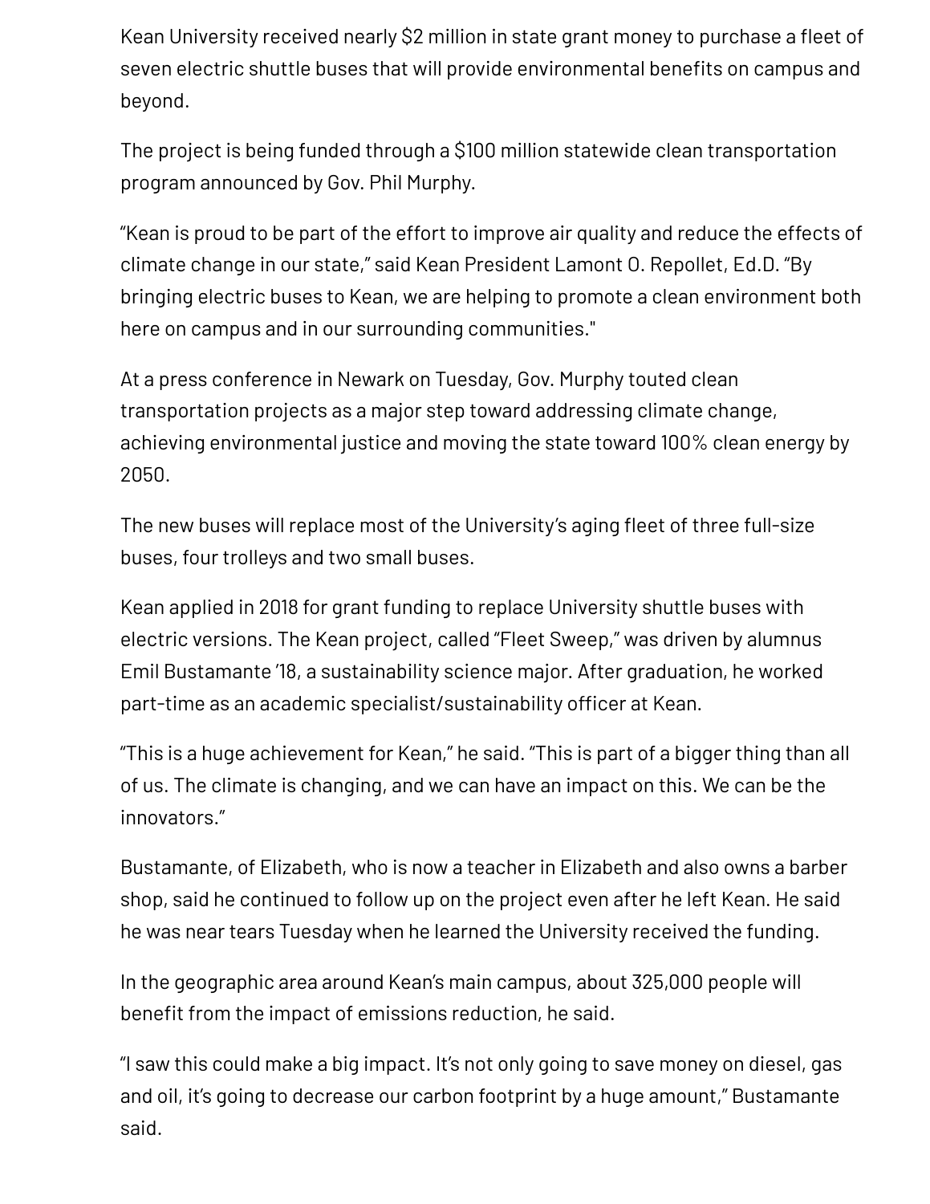Kean University received nearly $2 million in state grant money to purchase a fleet of seven electric shuttle buses that will provide environmental benefits on campus and beyond.

The project is being funded through a $100 million statewide clean transportation program announced by Gov. Phil Murphy.

"Kean is proud to be part of the effort to improve air quality and reduce the effects of climate change in our state," said Kean President Lamont O. Repollet, Ed.D. "By bringing electric buses to Kean, we are helping to promote a clean environment both here on campus and in our surrounding communities."

At a press conference in Newark on Tuesday, Gov. Murphy touted clean transportation projects as a major step toward addressing climate change, achieving environmental justice and moving the state toward 100% clean energy by 2050.

The new buses will replace most of the University's aging fleet of three full-size buses, four trolleys and two small buses.

Kean applied in 2018 for grant funding to replace University shuttle buses with electric versions. The Kean project, called "Fleet Sweep," was driven by alumnus Emil Bustamante '18, a sustainability science major. After graduation, he worked part-time as an academic specialist/sustainability officer at Kean.

"This is a huge achievement for Kean," he said. "This is part of a bigger thing than all of us. The climate is changing, and we can have an impact on this. We can be the innovators."

Bustamante, of Elizabeth, who is now a teacher in Elizabeth and also owns a barber shop, said he continued to follow up on the project even after he left Kean. He said he was near tears Tuesday when he learned the University received the funding.

In the geographic area around Kean's main campus, about 325,000 people will benefit from the impact of emissions reduction, he said.

"I saw this could make a big impact. It's not only going to save money on diesel, gas and oil, it's going to decrease our carbon footprint by a huge amount," Bustamante said.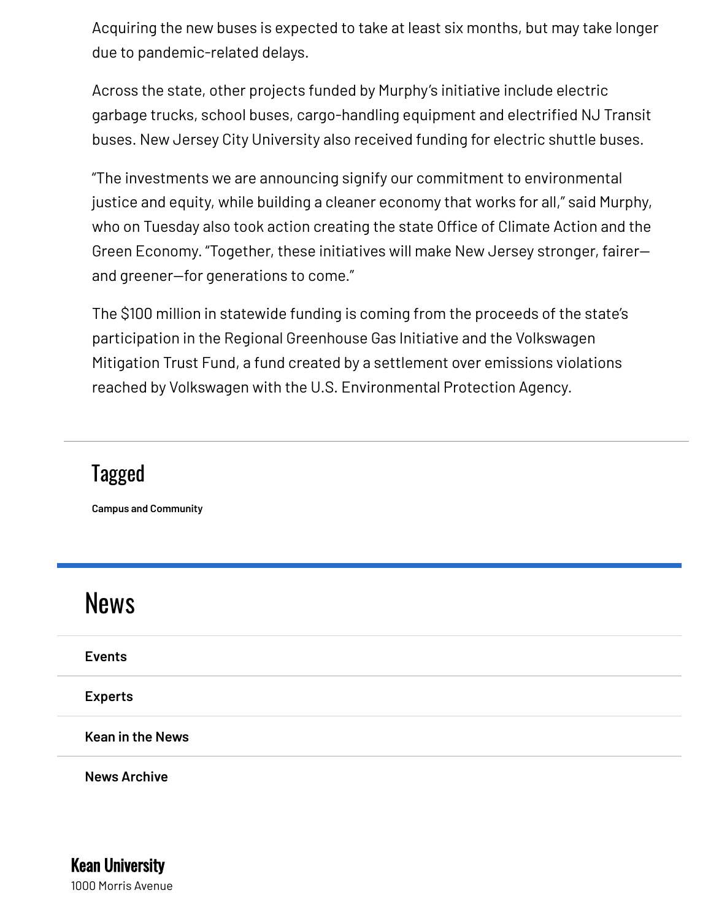Acquiring the new buses is expected to take at least six months, but may take longer due to pandemic-related delays.

Across the state, other projects funded by Murphy's initiative include electric garbage trucks, school buses, cargo-handling equipment and electrified NJ Transit buses. New Jersey City University also received funding for electric shuttle buses.

"The investments we are announcing signify our commitment to environmental justice and equity, while building a cleaner economy that works for all," said Murphy, who on Tuesday also took action creating the state Office of Climate Action and the Green Economy. "Together, these initiatives will make New Jersey stronger, fairer—and greener—for generations to come."

The $100 million in statewide funding is coming from the proceeds of the state's participation in the Regional Greenhouse Gas Initiative and the Volkswagen Mitigation Trust Fund, a fund created by a settlement over emissions violations reached by Volkswagen with the U.S. Environmental Protection Agency.

---

## Tagged

**Campus and Community**

---

# News

- Events
- Experts
- Kean in the News
- News Archive

**Kean University**
1000 Morris Avenue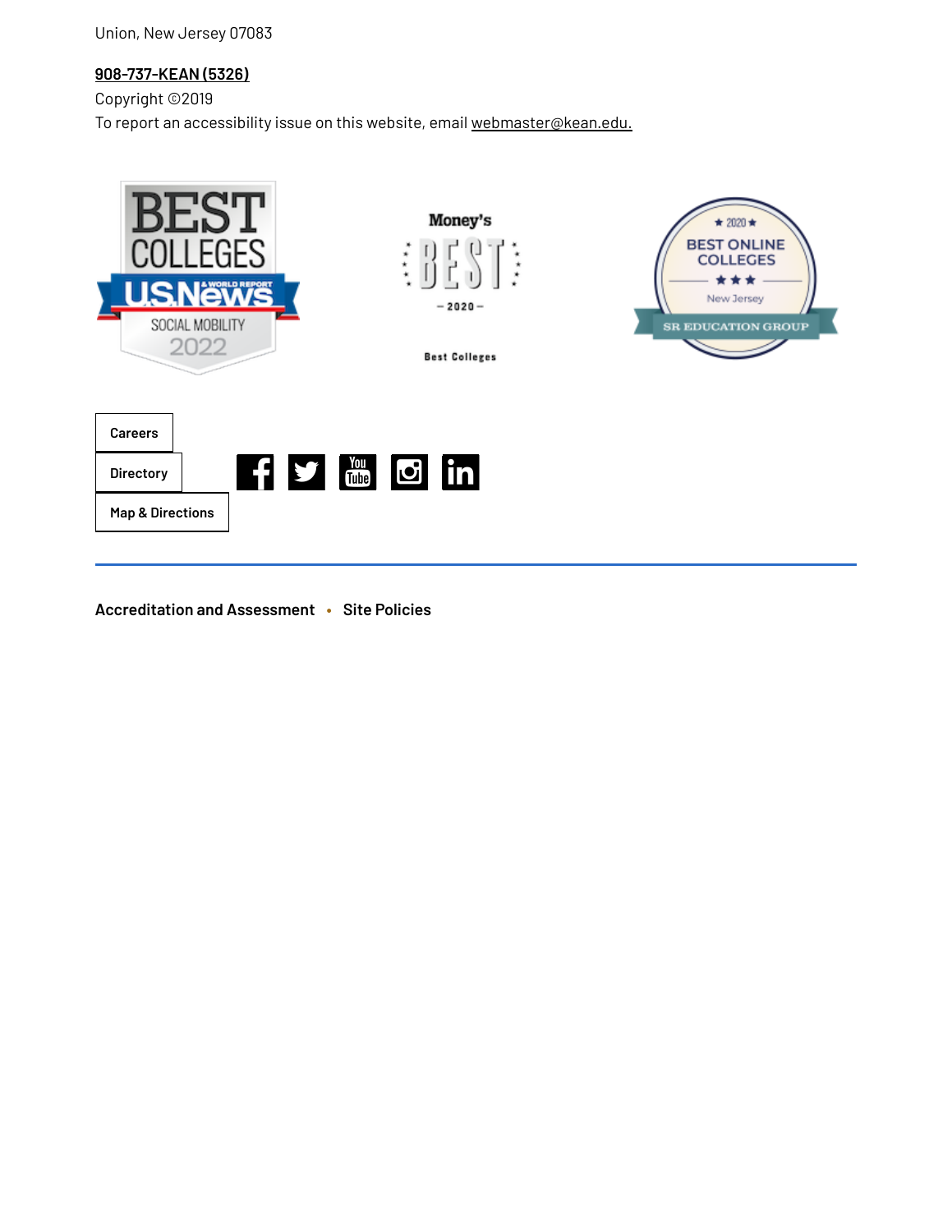Union, New Jersey 07083

908-737-KEAN (5326)
Copyright ©2019
To report an accessibility issue on this website, email webmaster@kean.edu.

Careers
Directory
Map & Directions

Accreditation and Assessment • Site Policies